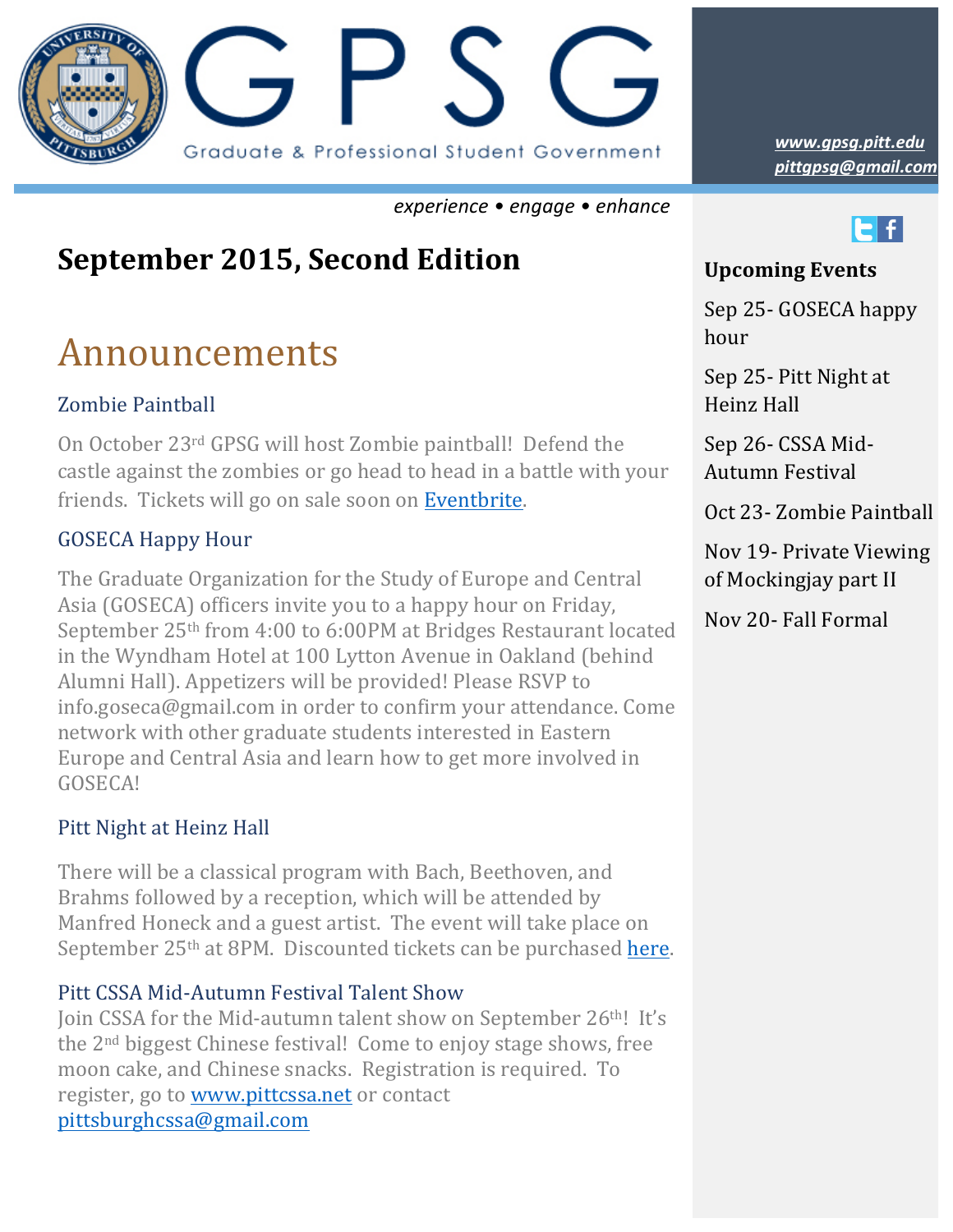# GPSG

Graduate & Professional Student Government

*www.gpsg.pitt.edu*
*pittgpsg@gmail.com*

*experience • engage • enhance*

## September 2015, Second Edition

# Announcements

### Zombie Paintball

On October 23rd GPSG will host Zombie paintball! Defend the castle against the zombies or go head to head in a battle with your friends. Tickets will go on sale soon on Eventbrite.

### GOSECA Happy Hour

The Graduate Organization for the Study of Europe and Central Asia (GOSECA) officers invite you to a happy hour on Friday, September 25th from 4:00 to 6:00PM at Bridges Restaurant located in the Wyndham Hotel at 100 Lytton Avenue in Oakland (behind Alumni Hall). Appetizers will be provided! Please RSVP to info.goseca@gmail.com in order to confirm your attendance. Come network with other graduate students interested in Eastern Europe and Central Asia and learn how to get more involved in GOSECA!

### Pitt Night at Heinz Hall

There will be a classical program with Bach, Beethoven, and Brahms followed by a reception, which will be attended by Manfred Honeck and a guest artist. The event will take place on September 25th at 8PM. Discounted tickets can be purchased here.

### Pitt CSSA Mid-Autumn Festival Talent Show

Join CSSA for the Mid-autumn talent show on September 26th! It's the 2nd biggest Chinese festival! Come to enjoy stage shows, free moon cake, and Chinese snacks. Registration is required. To register, go to www.pittcssa.net or contact pittsburghcssa@gmail.com

### Upcoming Events

- Sep 25- GOSECA happy hour
- Sep 25- Pitt Night at Heinz Hall
- Sep 26- CSSA Mid-Autumn Festival
- Oct 23- Zombie Paintball
- Nov 19- Private Viewing of Mockingjay part II
- Nov 20- Fall Formal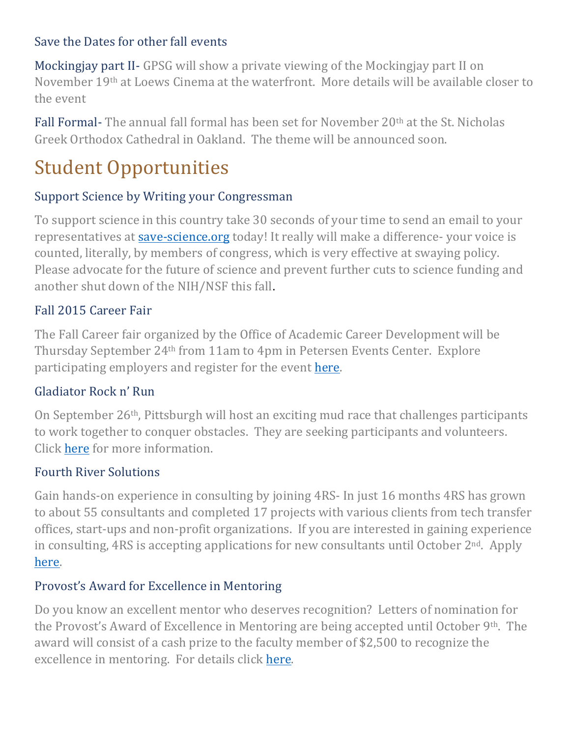### Save the Dates for other fall events

**Mockingjay part II-** GPSG will show a private viewing of the Mockingjay part II on November 19th at Loews Cinema at the waterfront. More details will be available closer to the event

**Fall Formal-** The annual fall formal has been set for November 20th at the St. Nicholas Greek Orthodox Cathedral in Oakland. The theme will be announced soon.

# Student Opportunities

### Support Science by Writing your Congressman

To support science in this country take 30 seconds of your time to send an email to your representatives at save-science.org today! It really will make a difference- your voice is counted, literally, by members of congress, which is very effective at swaying policy. Please advocate for the future of science and prevent further cuts to science funding and another shut down of the NIH/NSF this fall.

### Fall 2015 Career Fair

The Fall Career fair organized by the Office of Academic Career Development will be Thursday September 24th from 11am to 4pm in Petersen Events Center. Explore participating employers and register for the event here.

### Gladiator Rock n' Run

On September 26th, Pittsburgh will host an exciting mud race that challenges participants to work together to conquer obstacles. They are seeking participants and volunteers. Click here for more information.

### Fourth River Solutions

Gain hands-on experience in consulting by joining 4RS- In just 16 months 4RS has grown to about 55 consultants and completed 17 projects with various clients from tech transfer offices, start-ups and non-profit organizations. If you are interested in gaining experience in consulting, 4RS is accepting applications for new consultants until October 2nd. Apply here.

### Provost's Award for Excellence in Mentoring

Do you know an excellent mentor who deserves recognition? Letters of nomination for the Provost's Award of Excellence in Mentoring are being accepted until October 9th. The award will consist of a cash prize to the faculty member of $2,500 to recognize the excellence in mentoring. For details click here.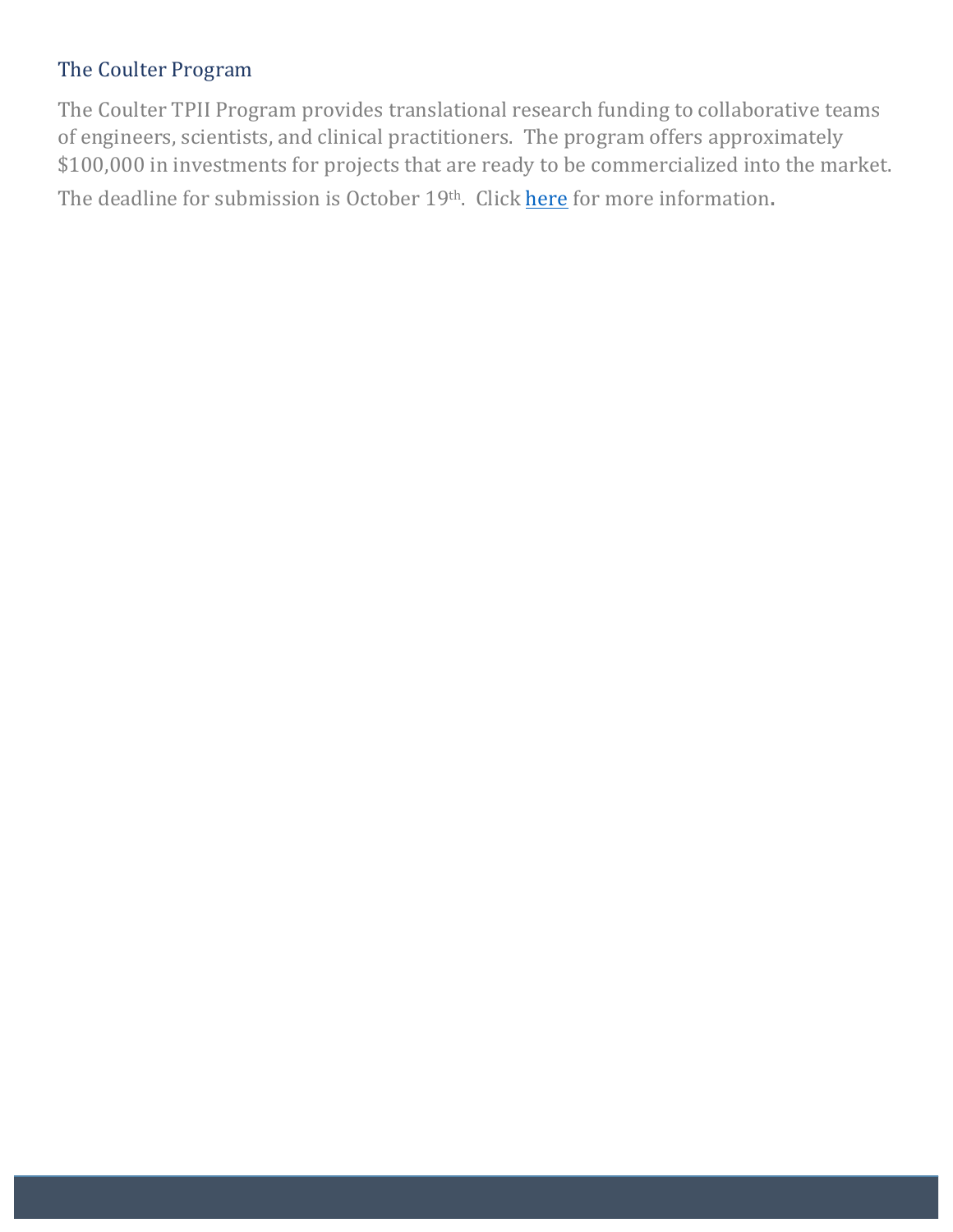## The Coulter Program

The Coulter TPII Program provides translational research funding to collaborative teams of engineers, scientists, and clinical practitioners. The program offers approximately $100,000 in investments for projects that are ready to be commercialized into the market. The deadline for submission is October 19th. Click here for more information.